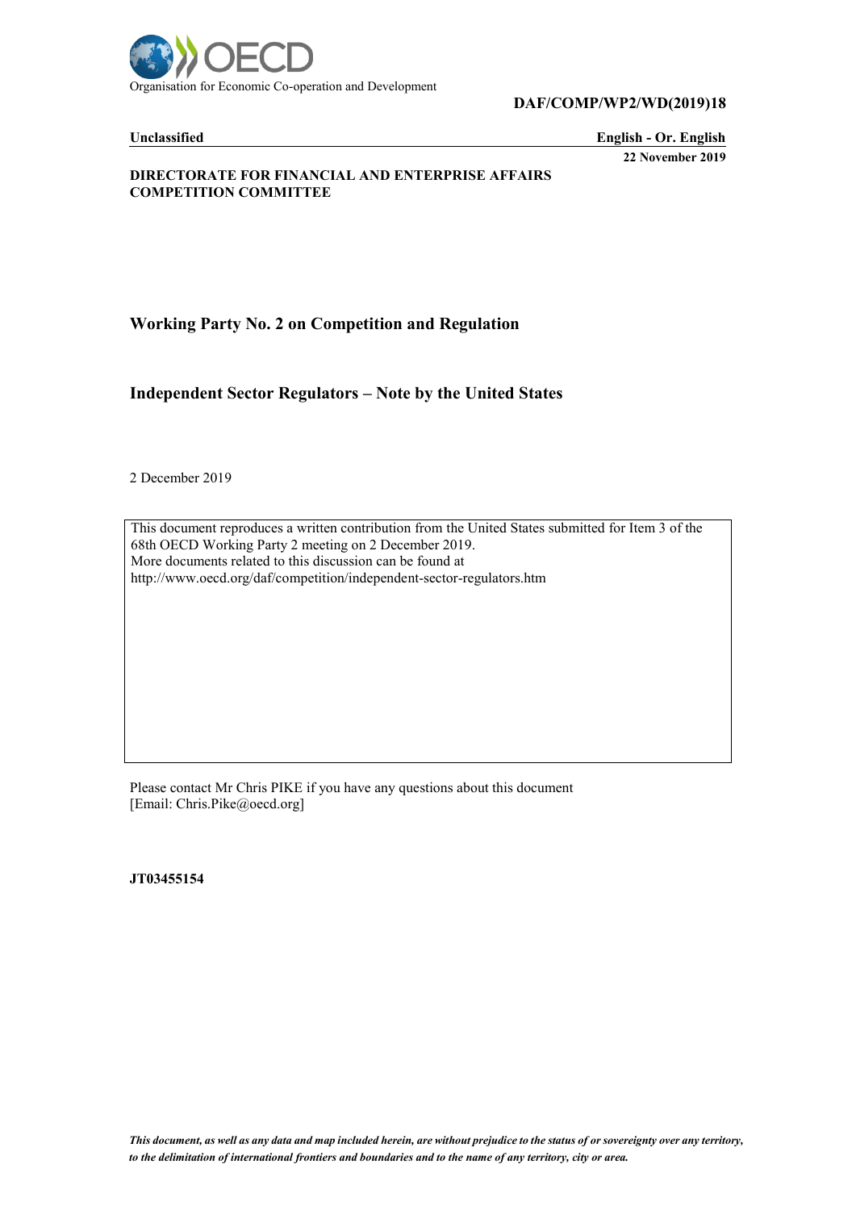Organisation for Economic Co-operation and Development

**DAF/COMP/WP2/WD(2019)18**

**Unclassified** | **English - Or. English**

**22 November 2019**

**DIRECTORATE FOR FINANCIAL AND ENTERPRISE AFFAIRS**
**COMPETITION COMMITTEE**

## Working Party No. 2 on Competition and Regulation

## Independent Sector Regulators – Note by the United States

2 December 2019

This document reproduces a written contribution from the United States submitted for Item 3 of the 68th OECD Working Party 2 meeting on 2 December 2019.
More documents related to this discussion can be found at
http://www.oecd.org/daf/competition/independent-sector-regulators.htm

Please contact Mr Chris PIKE if you have any questions about this document
[Email: Chris.Pike@oecd.org]

**JT03455154**

***This document, as well as any data and map included herein, are without prejudice to the status of or sovereignty over any territory, to the delimitation of international frontiers and boundaries and to the name of any territory, city or area.***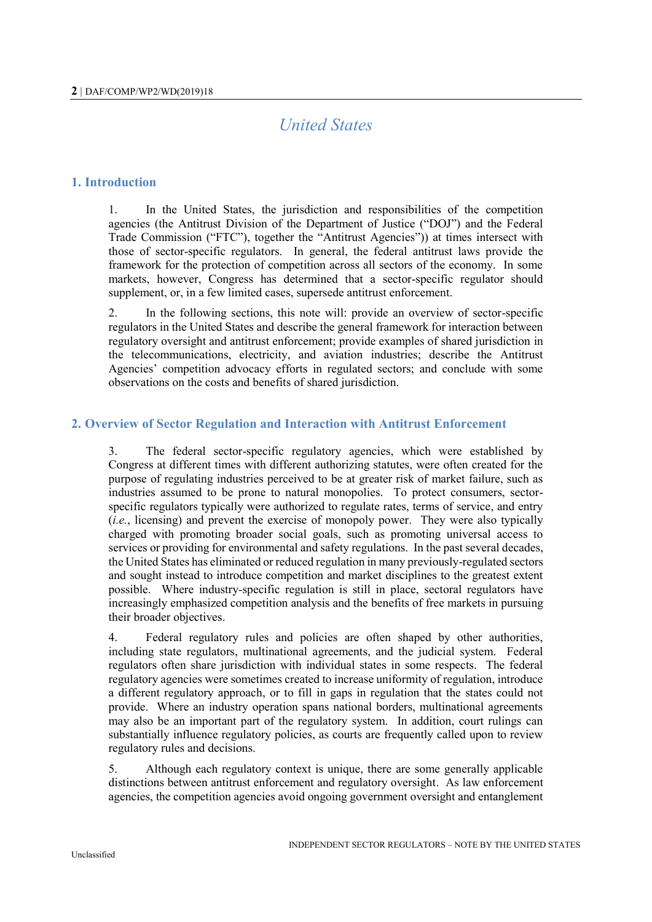# United States

## 1. Introduction

1. In the United States, the jurisdiction and responsibilities of the competition agencies (the Antitrust Division of the Department of Justice ("DOJ") and the Federal Trade Commission ("FTC"), together the "Antitrust Agencies")) at times intersect with those of sector-specific regulators. In general, the federal antitrust laws provide the framework for the protection of competition across all sectors of the economy. In some markets, however, Congress has determined that a sector-specific regulator should supplement, or, in a few limited cases, supersede antitrust enforcement.

2. In the following sections, this note will: provide an overview of sector-specific regulators in the United States and describe the general framework for interaction between regulatory oversight and antitrust enforcement; provide examples of shared jurisdiction in the telecommunications, electricity, and aviation industries; describe the Antitrust Agencies' competition advocacy efforts in regulated sectors; and conclude with some observations on the costs and benefits of shared jurisdiction.

## 2. Overview of Sector Regulation and Interaction with Antitrust Enforcement

3. The federal sector-specific regulatory agencies, which were established by Congress at different times with different authorizing statutes, were often created for the purpose of regulating industries perceived to be at greater risk of market failure, such as industries assumed to be prone to natural monopolies. To protect consumers, sector-specific regulators typically were authorized to regulate rates, terms of service, and entry (*i.e.*, licensing) and prevent the exercise of monopoly power. They were also typically charged with promoting broader social goals, such as promoting universal access to services or providing for environmental and safety regulations. In the past several decades, the United States has eliminated or reduced regulation in many previously-regulated sectors and sought instead to introduce competition and market disciplines to the greatest extent possible. Where industry-specific regulation is still in place, sectoral regulators have increasingly emphasized competition analysis and the benefits of free markets in pursuing their broader objectives.

4. Federal regulatory rules and policies are often shaped by other authorities, including state regulators, multinational agreements, and the judicial system. Federal regulators often share jurisdiction with individual states in some respects. The federal regulatory agencies were sometimes created to increase uniformity of regulation, introduce a different regulatory approach, or to fill in gaps in regulation that the states could not provide. Where an industry operation spans national borders, multinational agreements may also be an important part of the regulatory system. In addition, court rulings can substantially influence regulatory policies, as courts are frequently called upon to review regulatory rules and decisions.

5. Although each regulatory context is unique, there are some generally applicable distinctions between antitrust enforcement and regulatory oversight. As law enforcement agencies, the competition agencies avoid ongoing government oversight and entanglement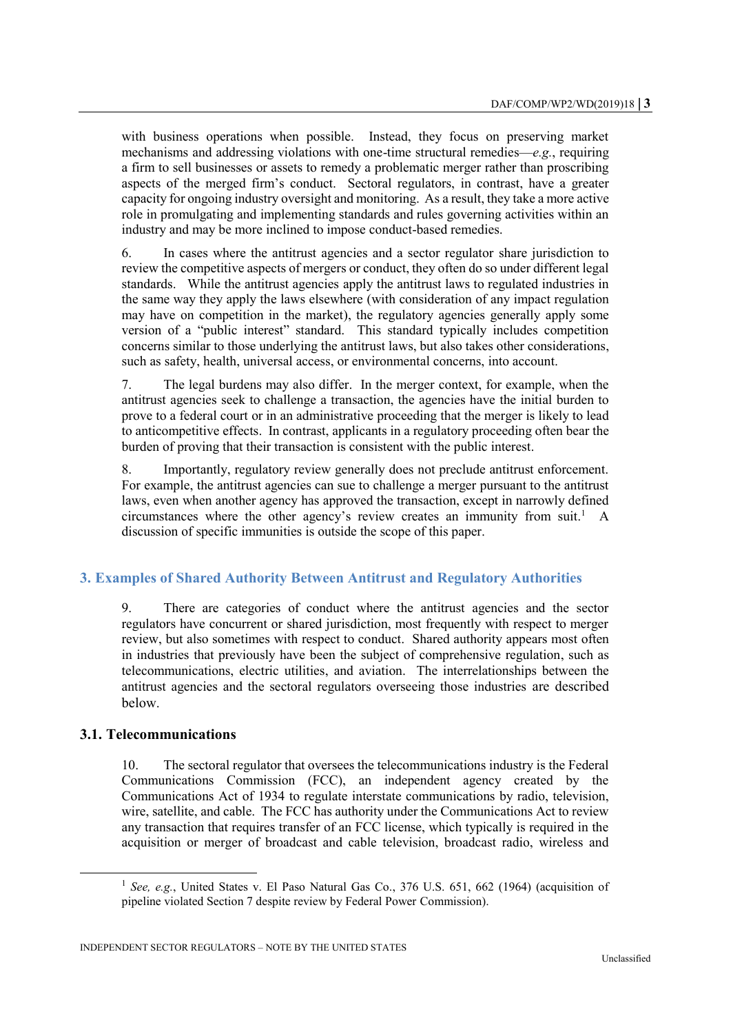with business operations when possible. Instead, they focus on preserving market mechanisms and addressing violations with one-time structural remedies—*e.g.*, requiring a firm to sell businesses or assets to remedy a problematic merger rather than proscribing aspects of the merged firm's conduct. Sectoral regulators, in contrast, have a greater capacity for ongoing industry oversight and monitoring. As a result, they take a more active role in promulgating and implementing standards and rules governing activities within an industry and may be more inclined to impose conduct-based remedies.

6. In cases where the antitrust agencies and a sector regulator share jurisdiction to review the competitive aspects of mergers or conduct, they often do so under different legal standards. While the antitrust agencies apply the antitrust laws to regulated industries in the same way they apply the laws elsewhere (with consideration of any impact regulation may have on competition in the market), the regulatory agencies generally apply some version of a "public interest" standard. This standard typically includes competition concerns similar to those underlying the antitrust laws, but also takes other considerations, such as safety, health, universal access, or environmental concerns, into account.

7. The legal burdens may also differ. In the merger context, for example, when the antitrust agencies seek to challenge a transaction, the agencies have the initial burden to prove to a federal court or in an administrative proceeding that the merger is likely to lead to anticompetitive effects. In contrast, applicants in a regulatory proceeding often bear the burden of proving that their transaction is consistent with the public interest.

8. Importantly, regulatory review generally does not preclude antitrust enforcement. For example, the antitrust agencies can sue to challenge a merger pursuant to the antitrust laws, even when another agency has approved the transaction, except in narrowly defined circumstances where the other agency's review creates an immunity from suit.[1] A discussion of specific immunities is outside the scope of this paper.

## 3. Examples of Shared Authority Between Antitrust and Regulatory Authorities

9. There are categories of conduct where the antitrust agencies and the sector regulators have concurrent or shared jurisdiction, most frequently with respect to merger review, but also sometimes with respect to conduct. Shared authority appears most often in industries that previously have been the subject of comprehensive regulation, such as telecommunications, electric utilities, and aviation. The interrelationships between the antitrust agencies and the sectoral regulators overseeing those industries are described below.

### 3.1. Telecommunications

10. The sectoral regulator that oversees the telecommunications industry is the Federal Communications Commission (FCC), an independent agency created by the Communications Act of 1934 to regulate interstate communications by radio, television, wire, satellite, and cable. The FCC has authority under the Communications Act to review any transaction that requires transfer of an FCC license, which typically is required in the acquisition or merger of broadcast and cable television, broadcast radio, wireless and

---

[1] *See, e.g.*, United States v. El Paso Natural Gas Co., 376 U.S. 651, 662 (1964) (acquisition of pipeline violated Section 7 despite review by Federal Power Commission).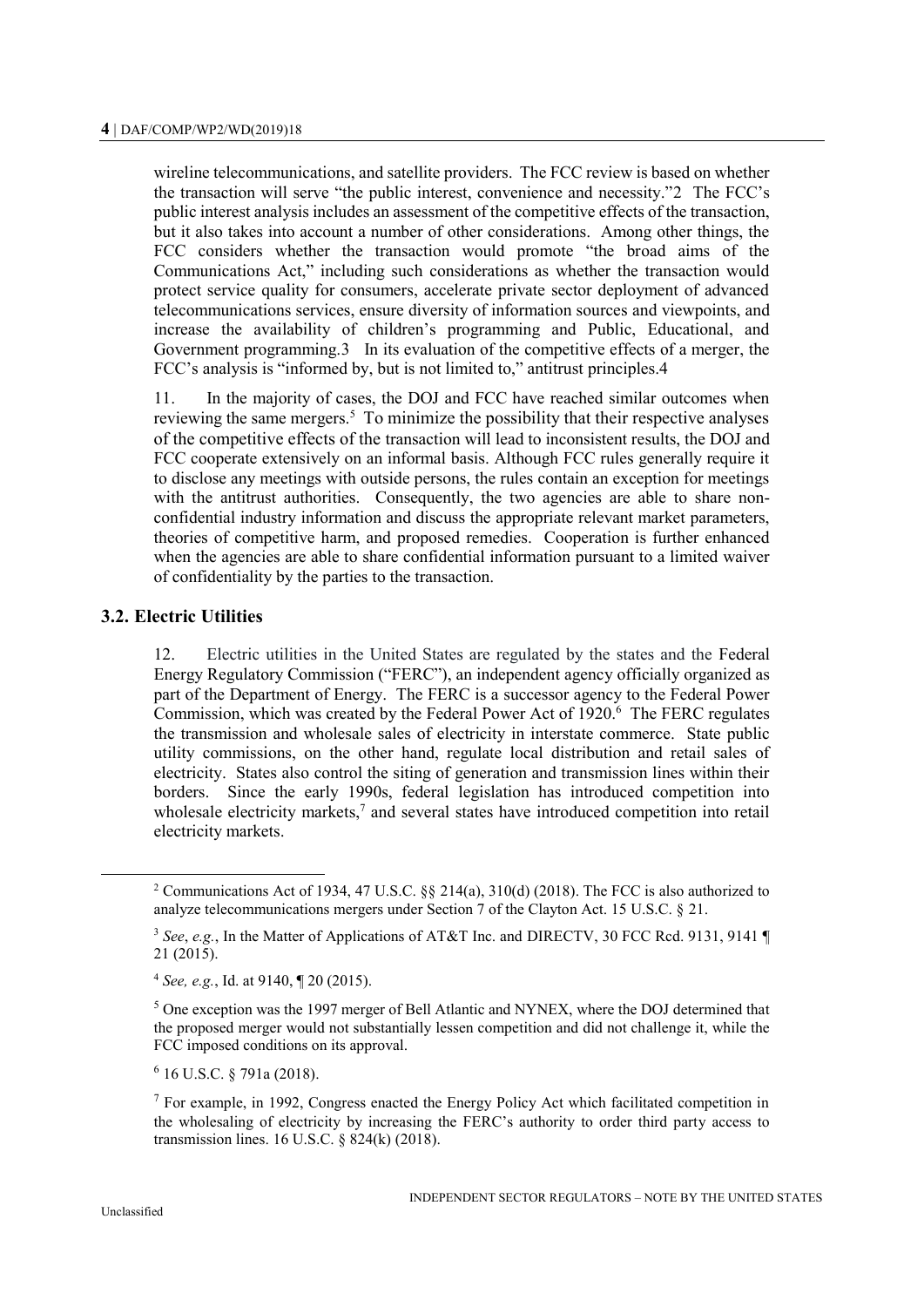wireline telecommunications, and satellite providers. The FCC review is based on whether the transaction will serve "the public interest, convenience and necessity."2 The FCC's public interest analysis includes an assessment of the competitive effects of the transaction, but it also takes into account a number of other considerations. Among other things, the FCC considers whether the transaction would promote "the broad aims of the Communications Act," including such considerations as whether the transaction would protect service quality for consumers, accelerate private sector deployment of advanced telecommunications services, ensure diversity of information sources and viewpoints, and increase the availability of children's programming and Public, Educational, and Government programming.3 In its evaluation of the competitive effects of a merger, the FCC's analysis is "informed by, but is not limited to," antitrust principles.4

11. In the majority of cases, the DOJ and FCC have reached similar outcomes when reviewing the same mergers.[5] To minimize the possibility that their respective analyses of the competitive effects of the transaction will lead to inconsistent results, the DOJ and FCC cooperate extensively on an informal basis. Although FCC rules generally require it to disclose any meetings with outside persons, the rules contain an exception for meetings with the antitrust authorities. Consequently, the two agencies are able to share non-confidential industry information and discuss the appropriate relevant market parameters, theories of competitive harm, and proposed remedies. Cooperation is further enhanced when the agencies are able to share confidential information pursuant to a limited waiver of confidentiality by the parties to the transaction.

## 3.2. Electric Utilities

12. Electric utilities in the United States are regulated by the states and the Federal Energy Regulatory Commission ("FERC"), an independent agency officially organized as part of the Department of Energy. The FERC is a successor agency to the Federal Power Commission, which was created by the Federal Power Act of 1920.[6] The FERC regulates the transmission and wholesale sales of electricity in interstate commerce. State public utility commissions, on the other hand, regulate local distribution and retail sales of electricity. States also control the siting of generation and transmission lines within their borders. Since the early 1990s, federal legislation has introduced competition into wholesale electricity markets,[7] and several states have introduced competition into retail electricity markets.

[2] Communications Act of 1934, 47 U.S.C. §§ 214(a), 310(d) (2018). The FCC is also authorized to analyze telecommunications mergers under Section 7 of the Clayton Act. 15 U.S.C. § 21.

[3] *See*, *e.g.*, In the Matter of Applications of AT&T Inc. and DIRECTV, 30 FCC Rcd. 9131, 9141 ¶ 21 (2015).

[4] *See, e.g.*, Id. at 9140, ¶ 20 (2015).

[5] One exception was the 1997 merger of Bell Atlantic and NYNEX, where the DOJ determined that the proposed merger would not substantially lessen competition and did not challenge it, while the FCC imposed conditions on its approval.

[6] 16 U.S.C. § 791a (2018).

[7] For example, in 1992, Congress enacted the Energy Policy Act which facilitated competition in the wholesaling of electricity by increasing the FERC's authority to order third party access to transmission lines. 16 U.S.C. § 824(k) (2018).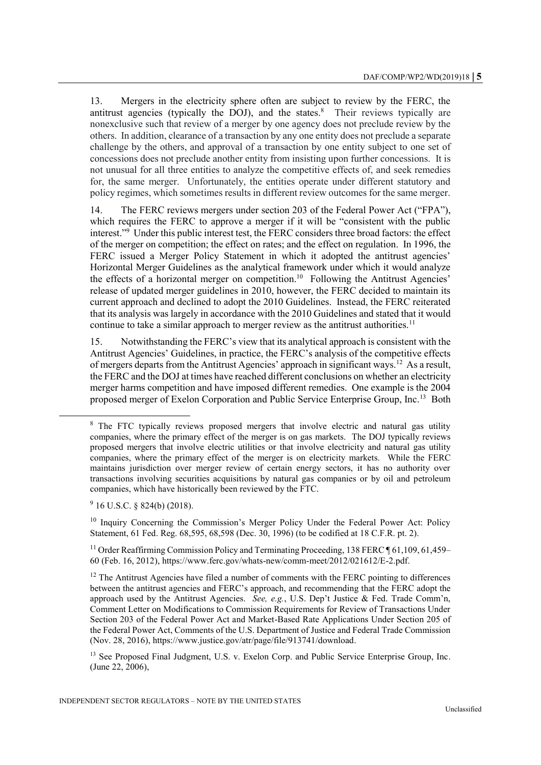13. Mergers in the electricity sphere often are subject to review by the FERC, the antitrust agencies (typically the DOJ), and the states.[8] Their reviews typically are nonexclusive such that review of a merger by one agency does not preclude review by the others. In addition, clearance of a transaction by any one entity does not preclude a separate challenge by the others, and approval of a transaction by one entity subject to one set of concessions does not preclude another entity from insisting upon further concessions. It is not unusual for all three entities to analyze the competitive effects of, and seek remedies for, the same merger. Unfortunately, the entities operate under different statutory and policy regimes, which sometimes results in different review outcomes for the same merger.

14. The FERC reviews mergers under section 203 of the Federal Power Act ("FPA"), which requires the FERC to approve a merger if it will be "consistent with the public interest."[9] Under this public interest test, the FERC considers three broad factors: the effect of the merger on competition; the effect on rates; and the effect on regulation. In 1996, the FERC issued a Merger Policy Statement in which it adopted the antitrust agencies' Horizontal Merger Guidelines as the analytical framework under which it would analyze the effects of a horizontal merger on competition.[10] Following the Antitrust Agencies' release of updated merger guidelines in 2010, however, the FERC decided to maintain its current approach and declined to adopt the 2010 Guidelines. Instead, the FERC reiterated that its analysis was largely in accordance with the 2010 Guidelines and stated that it would continue to take a similar approach to merger review as the antitrust authorities.[11]

15. Notwithstanding the FERC's view that its analytical approach is consistent with the Antitrust Agencies' Guidelines, in practice, the FERC's analysis of the competitive effects of mergers departs from the Antitrust Agencies' approach in significant ways.[12] As a result, the FERC and the DOJ at times have reached different conclusions on whether an electricity merger harms competition and have imposed different remedies. One example is the 2004 proposed merger of Exelon Corporation and Public Service Enterprise Group, Inc.[13] Both

---

[8] The FTC typically reviews proposed mergers that involve electric and natural gas utility companies, where the primary effect of the merger is on gas markets. The DOJ typically reviews proposed mergers that involve electric utilities or that involve electricity and natural gas utility companies, where the primary effect of the merger is on electricity markets. While the FERC maintains jurisdiction over merger review of certain energy sectors, it has no authority over transactions involving securities acquisitions by natural gas companies or by oil and petroleum companies, which have historically been reviewed by the FTC.

[9] 16 U.S.C. § 824(b) (2018).

[10] Inquiry Concerning the Commission's Merger Policy Under the Federal Power Act: Policy Statement, 61 Fed. Reg. 68,595, 68,598 (Dec. 30, 1996) (to be codified at 18 C.F.R. pt. 2).

[11] Order Reaffirming Commission Policy and Terminating Proceeding, 138 FERC ¶ 61,109, 61,459–60 (Feb. 16, 2012), https://www.ferc.gov/whats-new/comm-meet/2012/021612/E-2.pdf.

[12] The Antitrust Agencies have filed a number of comments with the FERC pointing to differences between the antitrust agencies and FERC's approach, and recommending that the FERC adopt the approach used by the Antitrust Agencies. *See, e.g.*, U.S. Dep't Justice & Fed. Trade Comm'n, Comment Letter on Modifications to Commission Requirements for Review of Transactions Under Section 203 of the Federal Power Act and Market-Based Rate Applications Under Section 205 of the Federal Power Act, Comments of the U.S. Department of Justice and Federal Trade Commission (Nov. 28, 2016), https://www.justice.gov/atr/page/file/913741/download.

[13] See Proposed Final Judgment, U.S. v. Exelon Corp. and Public Service Enterprise Group, Inc. (June 22, 2006),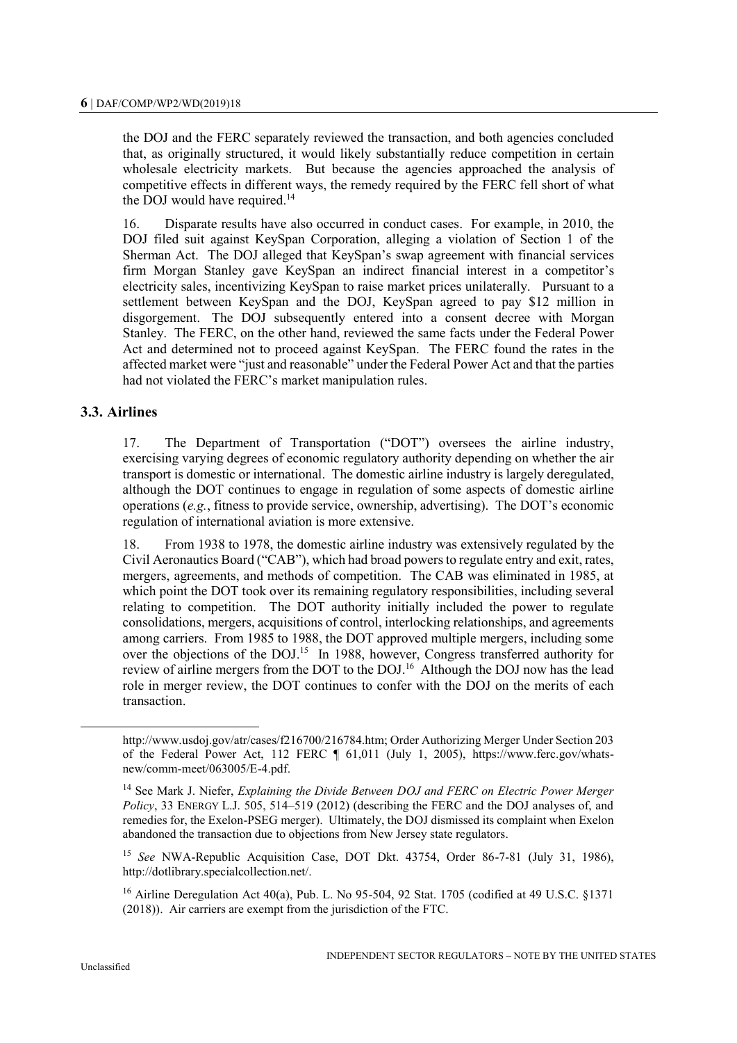the DOJ and the FERC separately reviewed the transaction, and both agencies concluded that, as originally structured, it would likely substantially reduce competition in certain wholesale electricity markets. But because the agencies approached the analysis of competitive effects in different ways, the remedy required by the FERC fell short of what the DOJ would have required.[14]

16. Disparate results have also occurred in conduct cases. For example, in 2010, the DOJ filed suit against KeySpan Corporation, alleging a violation of Section 1 of the Sherman Act. The DOJ alleged that KeySpan's swap agreement with financial services firm Morgan Stanley gave KeySpan an indirect financial interest in a competitor's electricity sales, incentivizing KeySpan to raise market prices unilaterally. Pursuant to a settlement between KeySpan and the DOJ, KeySpan agreed to pay $12 million in disgorgement. The DOJ subsequently entered into a consent decree with Morgan Stanley. The FERC, on the other hand, reviewed the same facts under the Federal Power Act and determined not to proceed against KeySpan. The FERC found the rates in the affected market were "just and reasonable" under the Federal Power Act and that the parties had not violated the FERC's market manipulation rules.

### 3.3. Airlines

17. The Department of Transportation ("DOT") oversees the airline industry, exercising varying degrees of economic regulatory authority depending on whether the air transport is domestic or international. The domestic airline industry is largely deregulated, although the DOT continues to engage in regulation of some aspects of domestic airline operations (*e.g.*, fitness to provide service, ownership, advertising). The DOT's economic regulation of international aviation is more extensive.

18. From 1938 to 1978, the domestic airline industry was extensively regulated by the Civil Aeronautics Board ("CAB"), which had broad powers to regulate entry and exit, rates, mergers, agreements, and methods of competition. The CAB was eliminated in 1985, at which point the DOT took over its remaining regulatory responsibilities, including several relating to competition. The DOT authority initially included the power to regulate consolidations, mergers, acquisitions of control, interlocking relationships, and agreements among carriers. From 1985 to 1988, the DOT approved multiple mergers, including some over the objections of the DOJ.[15] In 1988, however, Congress transferred authority for review of airline mergers from the DOT to the DOJ.[16] Although the DOJ now has the lead role in merger review, the DOT continues to confer with the DOJ on the merits of each transaction.

---

http://www.usdoj.gov/atr/cases/f216700/216784.htm; Order Authorizing Merger Under Section 203 of the Federal Power Act, 112 FERC ¶ 61,011 (July 1, 2005), https://www.ferc.gov/whats-new/comm-meet/063005/E-4.pdf.

[14] See Mark J. Niefer, *Explaining the Divide Between DOJ and FERC on Electric Power Merger Policy*, 33 ENERGY L.J. 505, 514–519 (2012) (describing the FERC and the DOJ analyses of, and remedies for, the Exelon-PSEG merger). Ultimately, the DOJ dismissed its complaint when Exelon abandoned the transaction due to objections from New Jersey state regulators.

[15] *See* NWA-Republic Acquisition Case, DOT Dkt. 43754, Order 86-7-81 (July 31, 1986), http://dotlibrary.specialcollection.net/.

[16] Airline Deregulation Act 40(a), Pub. L. No 95-504, 92 Stat. 1705 (codified at 49 U.S.C. §1371 (2018)). Air carriers are exempt from the jurisdiction of the FTC.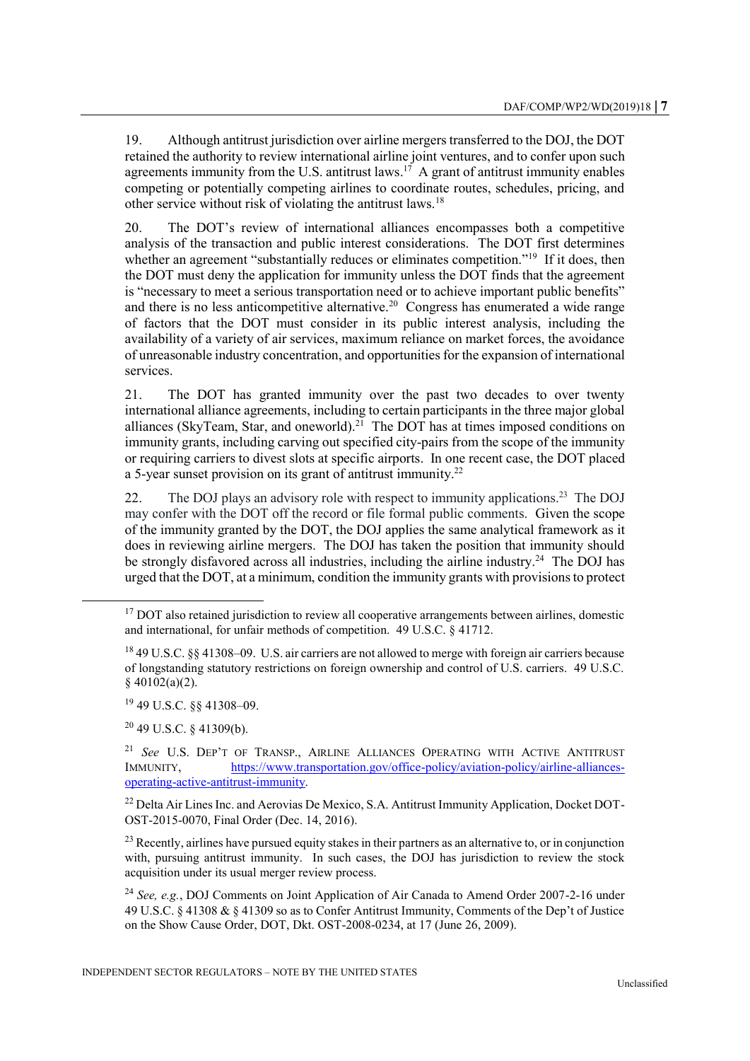19. Although antitrust jurisdiction over airline mergers transferred to the DOJ, the DOT retained the authority to review international airline joint ventures, and to confer upon such agreements immunity from the U.S. antitrust laws.[17] A grant of antitrust immunity enables competing or potentially competing airlines to coordinate routes, schedules, pricing, and other service without risk of violating the antitrust laws.[18]

20. The DOT's review of international alliances encompasses both a competitive analysis of the transaction and public interest considerations. The DOT first determines whether an agreement "substantially reduces or eliminates competition."[19] If it does, then the DOT must deny the application for immunity unless the DOT finds that the agreement is "necessary to meet a serious transportation need or to achieve important public benefits" and there is no less anticompetitive alternative.[20] Congress has enumerated a wide range of factors that the DOT must consider in its public interest analysis, including the availability of a variety of air services, maximum reliance on market forces, the avoidance of unreasonable industry concentration, and opportunities for the expansion of international services.

21. The DOT has granted immunity over the past two decades to over twenty international alliance agreements, including to certain participants in the three major global alliances (SkyTeam, Star, and oneworld).[21] The DOT has at times imposed conditions on immunity grants, including carving out specified city-pairs from the scope of the immunity or requiring carriers to divest slots at specific airports. In one recent case, the DOT placed a 5-year sunset provision on its grant of antitrust immunity.[22]

22. The DOJ plays an advisory role with respect to immunity applications.[23] The DOJ may confer with the DOT off the record or file formal public comments. Given the scope of the immunity granted by the DOT, the DOJ applies the same analytical framework as it does in reviewing airline mergers. The DOJ has taken the position that immunity should be strongly disfavored across all industries, including the airline industry.[24] The DOJ has urged that the DOT, at a minimum, condition the immunity grants with provisions to protect

---

[17] DOT also retained jurisdiction to review all cooperative arrangements between airlines, domestic and international, for unfair methods of competition. 49 U.S.C. § 41712.

[18] 49 U.S.C. §§ 41308–09. U.S. air carriers are not allowed to merge with foreign air carriers because of longstanding statutory restrictions on foreign ownership and control of U.S. carriers. 49 U.S.C. § 40102(a)(2).

[19] 49 U.S.C. §§ 41308–09.

[20] 49 U.S.C. § 41309(b).

[21] *See* U.S. Dep't of Transp., Airline Alliances Operating with Active Antitrust Immunity, https://www.transportation.gov/office-policy/aviation-policy/airline-alliances-operating-active-antitrust-immunity.

[22] Delta Air Lines Inc. and Aerovias De Mexico, S.A. Antitrust Immunity Application, Docket DOT-OST-2015-0070, Final Order (Dec. 14, 2016).

[23] Recently, airlines have pursued equity stakes in their partners as an alternative to, or in conjunction with, pursuing antitrust immunity. In such cases, the DOJ has jurisdiction to review the stock acquisition under its usual merger review process.

[24] *See, e.g.*, DOJ Comments on Joint Application of Air Canada to Amend Order 2007-2-16 under 49 U.S.C. § 41308 & § 41309 so as to Confer Antitrust Immunity, Comments of the Dep't of Justice on the Show Cause Order, DOT, Dkt. OST-2008-0234, at 17 (June 26, 2009).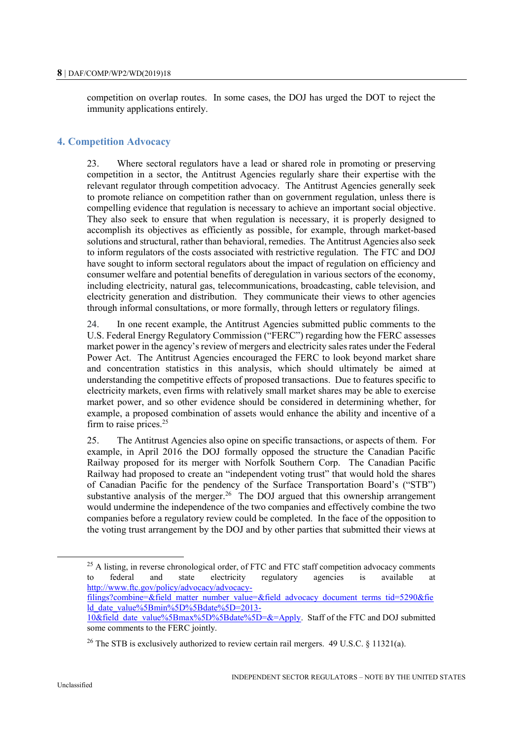competition on overlap routes. In some cases, the DOJ has urged the DOT to reject the immunity applications entirely.

## 4. Competition Advocacy

23. Where sectoral regulators have a lead or shared role in promoting or preserving competition in a sector, the Antitrust Agencies regularly share their expertise with the relevant regulator through competition advocacy. The Antitrust Agencies generally seek to promote reliance on competition rather than on government regulation, unless there is compelling evidence that regulation is necessary to achieve an important social objective. They also seek to ensure that when regulation is necessary, it is properly designed to accomplish its objectives as efficiently as possible, for example, through market-based solutions and structural, rather than behavioral, remedies. The Antitrust Agencies also seek to inform regulators of the costs associated with restrictive regulation. The FTC and DOJ have sought to inform sectoral regulators about the impact of regulation on efficiency and consumer welfare and potential benefits of deregulation in various sectors of the economy, including electricity, natural gas, telecommunications, broadcasting, cable television, and electricity generation and distribution. They communicate their views to other agencies through informal consultations, or more formally, through letters or regulatory filings.

24. In one recent example, the Antitrust Agencies submitted public comments to the U.S. Federal Energy Regulatory Commission ("FERC") regarding how the FERC assesses market power in the agency's review of mergers and electricity sales rates under the Federal Power Act. The Antitrust Agencies encouraged the FERC to look beyond market share and concentration statistics in this analysis, which should ultimately be aimed at understanding the competitive effects of proposed transactions. Due to features specific to electricity markets, even firms with relatively small market shares may be able to exercise market power, and so other evidence should be considered in determining whether, for example, a proposed combination of assets would enhance the ability and incentive of a firm to raise prices.[25]

25. The Antitrust Agencies also opine on specific transactions, or aspects of them. For example, in April 2016 the DOJ formally opposed the structure the Canadian Pacific Railway proposed for its merger with Norfolk Southern Corp. The Canadian Pacific Railway had proposed to create an "independent voting trust" that would hold the shares of Canadian Pacific for the pendency of the Surface Transportation Board's ("STB") substantive analysis of the merger.[26] The DOJ argued that this ownership arrangement would undermine the independence of the two companies and effectively combine the two companies before a regulatory review could be completed. In the face of the opposition to the voting trust arrangement by the DOJ and by other parties that submitted their views at

---

[25] A listing, in reverse chronological order, of FTC and FTC staff competition advocacy comments to federal and state electricity regulatory agencies is available at http://www.ftc.gov/policy/advocacy/advocacy-filings?combine=&field_matter_number_value=&field_advocacy_document_terms_tid=5290&field_date_value%5Bmin%5D%5Bdate%5D=2013-10&field_date_value%5Bmax%5D%5Bdate%5D=&=Apply. Staff of the FTC and DOJ submitted some comments to the FERC jointly.

[26] The STB is exclusively authorized to review certain rail mergers. 49 U.S.C. § 11321(a).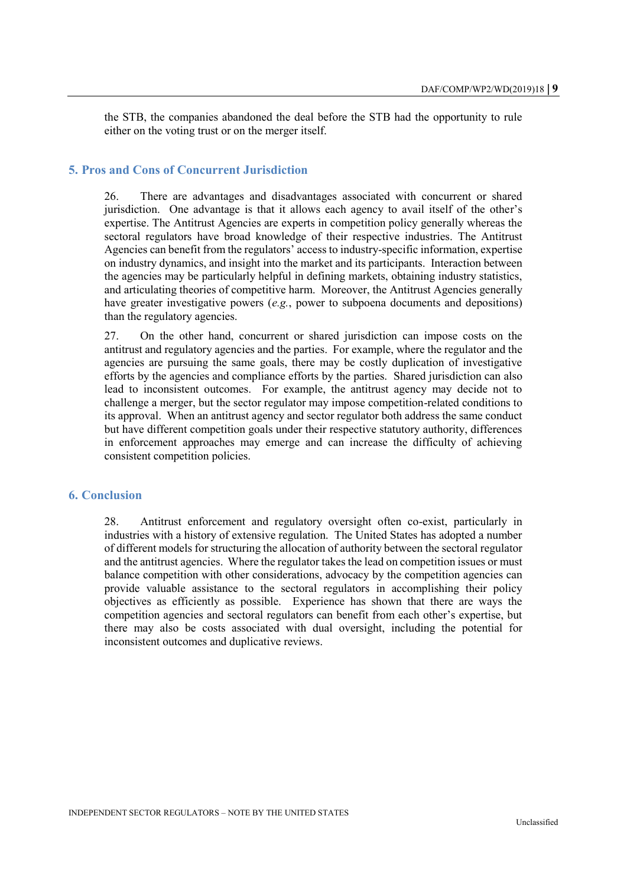the STB, the companies abandoned the deal before the STB had the opportunity to rule either on the voting trust or on the merger itself.

## 5. Pros and Cons of Concurrent Jurisdiction

26. There are advantages and disadvantages associated with concurrent or shared jurisdiction. One advantage is that it allows each agency to avail itself of the other's expertise. The Antitrust Agencies are experts in competition policy generally whereas the sectoral regulators have broad knowledge of their respective industries. The Antitrust Agencies can benefit from the regulators' access to industry-specific information, expertise on industry dynamics, and insight into the market and its participants. Interaction between the agencies may be particularly helpful in defining markets, obtaining industry statistics, and articulating theories of competitive harm. Moreover, the Antitrust Agencies generally have greater investigative powers (*e.g.*, power to subpoena documents and depositions) than the regulatory agencies.

27. On the other hand, concurrent or shared jurisdiction can impose costs on the antitrust and regulatory agencies and the parties. For example, where the regulator and the agencies are pursuing the same goals, there may be costly duplication of investigative efforts by the agencies and compliance efforts by the parties. Shared jurisdiction can also lead to inconsistent outcomes. For example, the antitrust agency may decide not to challenge a merger, but the sector regulator may impose competition-related conditions to its approval. When an antitrust agency and sector regulator both address the same conduct but have different competition goals under their respective statutory authority, differences in enforcement approaches may emerge and can increase the difficulty of achieving consistent competition policies.

## 6. Conclusion

28. Antitrust enforcement and regulatory oversight often co-exist, particularly in industries with a history of extensive regulation. The United States has adopted a number of different models for structuring the allocation of authority between the sectoral regulator and the antitrust agencies. Where the regulator takes the lead on competition issues or must balance competition with other considerations, advocacy by the competition agencies can provide valuable assistance to the sectoral regulators in accomplishing their policy objectives as efficiently as possible. Experience has shown that there are ways the competition agencies and sectoral regulators can benefit from each other's expertise, but there may also be costs associated with dual oversight, including the potential for inconsistent outcomes and duplicative reviews.